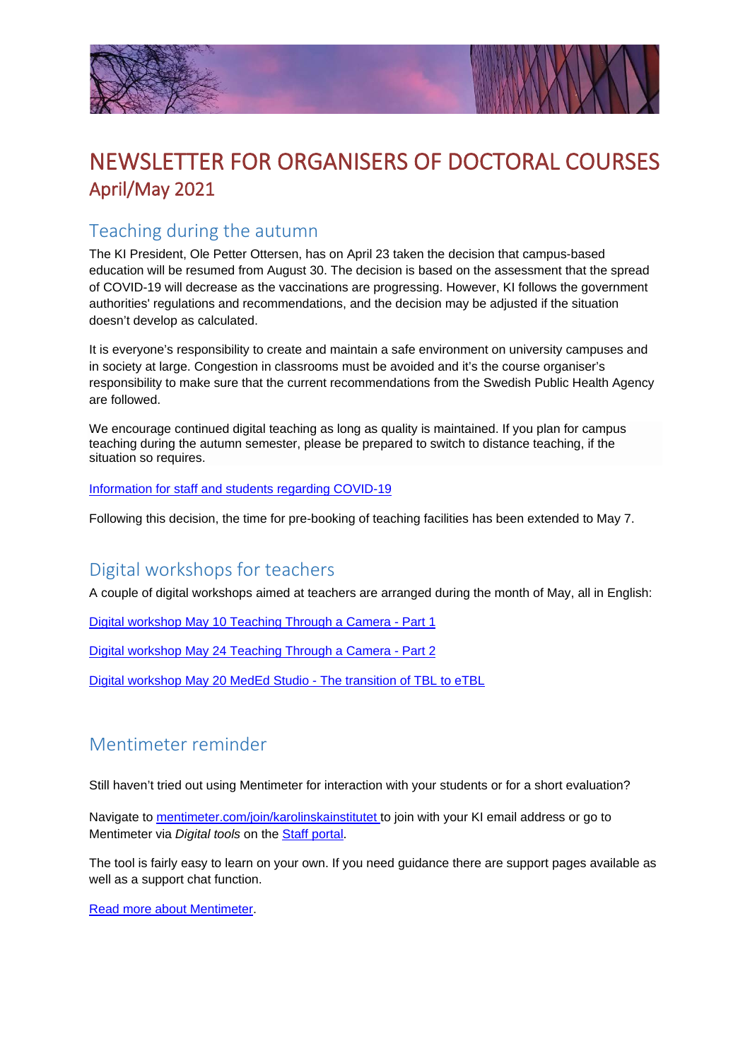# NEWSLETTER FOR ORGANISERS OF DOCTORAL COURSES

## April/May 2021

## Teaching during the autumn

The KI President, Ole Petter Ottersen, has on April 23 taken the decision that campus-based education will be resumed from August 30. The decision is based on the assessment that the spread of COVID-19 will decrease as the vaccinations are progressing. However, KI follows the government authorities' regulations and recommendations, and the decision may be adjusted if the situation doesn't develop as calculated.

It is everyone's responsibility to create and maintain a safe environment on university campuses and in society at large. Congestion in classrooms must be avoided and it's the course organiser's responsibility to make sure that the current recommendations from the Swedish Public Health Agency are followed.

We encourage continued digital teaching as long as quality is maintained. If you plan for campus teaching during the autumn semester, please be prepared to switch to distance teaching, if the situation so requires.

[Information for staff and students regarding COVID-19]

Following this decision, the time for pre-booking of teaching facilities has been extended to May 7.

## Digital workshops for teachers

A couple of digital workshops aimed at teachers are arranged during the month of May, all in English:

[Digital workshop May 10 Teaching Through a Camera - Part 1]

[Digital workshop May 24 Teaching Through a Camera - Part 2]

[Digital workshop May 20 MedEd Studio - The transition of TBL to eTBL]

## Mentimeter reminder

Still haven't tried out using Mentimeter for interaction with your students or for a short evaluation?

Navigate to [mentimeter.com/join/karolinskainstitutet] to join with your KI email address or go to Mentimeter via *Digital tools* on the [Staff portal].

The tool is fairly easy to learn on your own. If you need guidance there are support pages available as well as a support chat function.

[Read more about Mentimeter].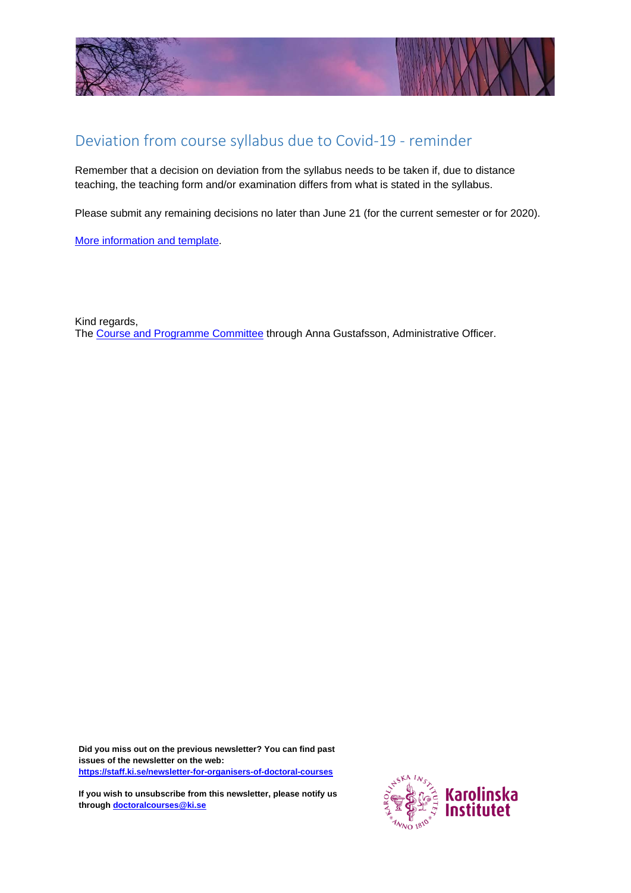## Deviation from course syllabus due to Covid-19 - reminder

Remember that a decision on deviation from the syllabus needs to be taken if, due to distance teaching, the teaching form and/or examination differs from what is stated in the syllabus.

Please submit any remaining decisions no later than June 21 (for the current semester or for 2020).

More information and template.

Kind regards,
The Course and Programme Committee through Anna Gustafsson, Administrative Officer.

**Did you miss out on the previous newsletter? You can find past issues of the newsletter on the web:**
**https://staff.ki.se/newsletter-for-organisers-of-doctoral-courses**

**If you wish to unsubscribe from this newsletter, please notify us through doctoralcourses@ki.se**

Karolinska Institutet